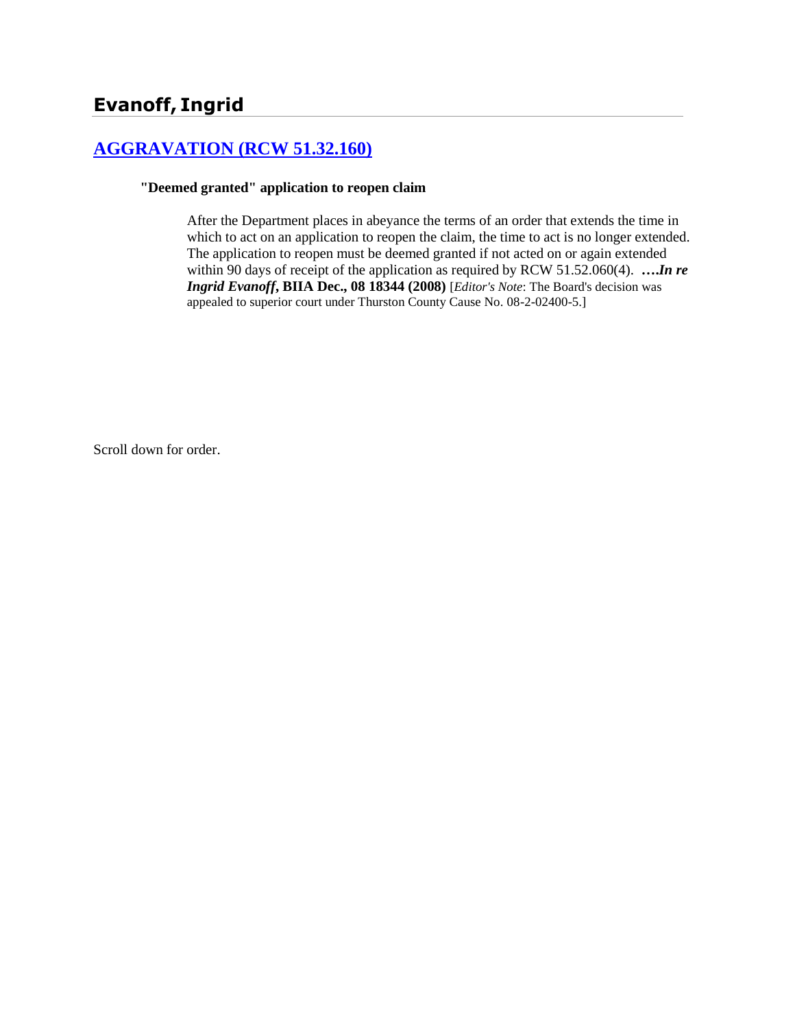# Evanoff, Ingrid

## [AGGRAVATION (RCW 51.32.160)]()

**"Deemed granted" application to reopen claim**

> After the Department places in abeyance the terms of an order that extends the time in which to act on an application to reopen the claim, the time to act is no longer extended. The application to reopen must be deemed granted if not acted on or again extended within 90 days of receipt of the application as required by RCW 51.52.060(4). ***….In re Ingrid Evanoff*, BIIA Dec., 08 18344 (2008)** [*Editor's Note*: The Board's decision was appealed to superior court under Thurston County Cause No. 08-2-02400-5.]

Scroll down for order.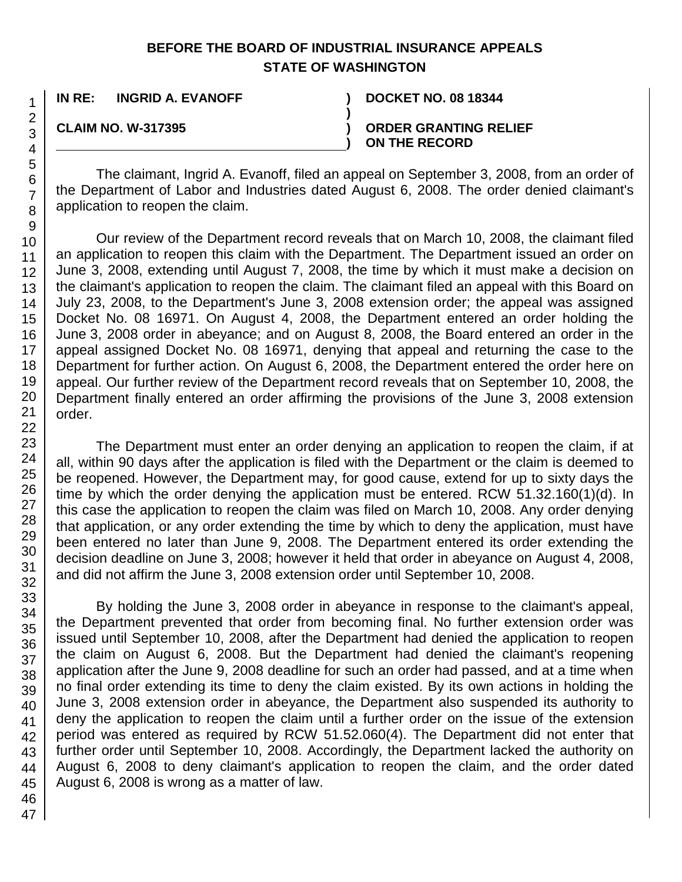**BEFORE THE BOARD OF INDUSTRIAL INSURANCE APPEALS**
**STATE OF WASHINGTON**

| | | |
|---|---|---|
| **IN RE: INGRID A. EVANOFF** | **)** | **DOCKET NO. 08 18344** |
| | **)** | |
| **CLAIM NO. W-317395** | **)** | **ORDER GRANTING RELIEF** |
| | **)** | **ON THE RECORD** |

The claimant, Ingrid A. Evanoff, filed an appeal on September 3, 2008, from an order of the Department of Labor and Industries dated August 6, 2008. The order denied claimant's application to reopen the claim.

Our review of the Department record reveals that on March 10, 2008, the claimant filed an application to reopen this claim with the Department. The Department issued an order on June 3, 2008, extending until August 7, 2008, the time by which it must make a decision on the claimant's application to reopen the claim. The claimant filed an appeal with this Board on July 23, 2008, to the Department's June 3, 2008 extension order; the appeal was assigned Docket No. 08 16971. On August 4, 2008, the Department entered an order holding the June 3, 2008 order in abeyance; and on August 8, 2008, the Board entered an order in the appeal assigned Docket No. 08 16971, denying that appeal and returning the case to the Department for further action. On August 6, 2008, the Department entered the order here on appeal. Our further review of the Department record reveals that on September 10, 2008, the Department finally entered an order affirming the provisions of the June 3, 2008 extension order.

The Department must enter an order denying an application to reopen the claim, if at all, within 90 days after the application is filed with the Department or the claim is deemed to be reopened. However, the Department may, for good cause, extend for up to sixty days the time by which the order denying the application must be entered. RCW 51.32.160(1)(d). In this case the application to reopen the claim was filed on March 10, 2008. Any order denying that application, or any order extending the time by which to deny the application, must have been entered no later than June 9, 2008. The Department entered its order extending the decision deadline on June 3, 2008; however it held that order in abeyance on August 4, 2008, and did not affirm the June 3, 2008 extension order until September 10, 2008.

By holding the June 3, 2008 order in abeyance in response to the claimant's appeal, the Department prevented that order from becoming final. No further extension order was issued until September 10, 2008, after the Department had denied the application to reopen the claim on August 6, 2008. But the Department had denied the claimant's reopening application after the June 9, 2008 deadline for such an order had passed, and at a time when no final order extending its time to deny the claim existed. By its own actions in holding the June 3, 2008 extension order in abeyance, the Department also suspended its authority to deny the application to reopen the claim until a further order on the issue of the extension period was entered as required by RCW 51.52.060(4). The Department did not enter that further order until September 10, 2008. Accordingly, the Department lacked the authority on August 6, 2008 to deny claimant's application to reopen the claim, and the order dated August 6, 2008 is wrong as a matter of law.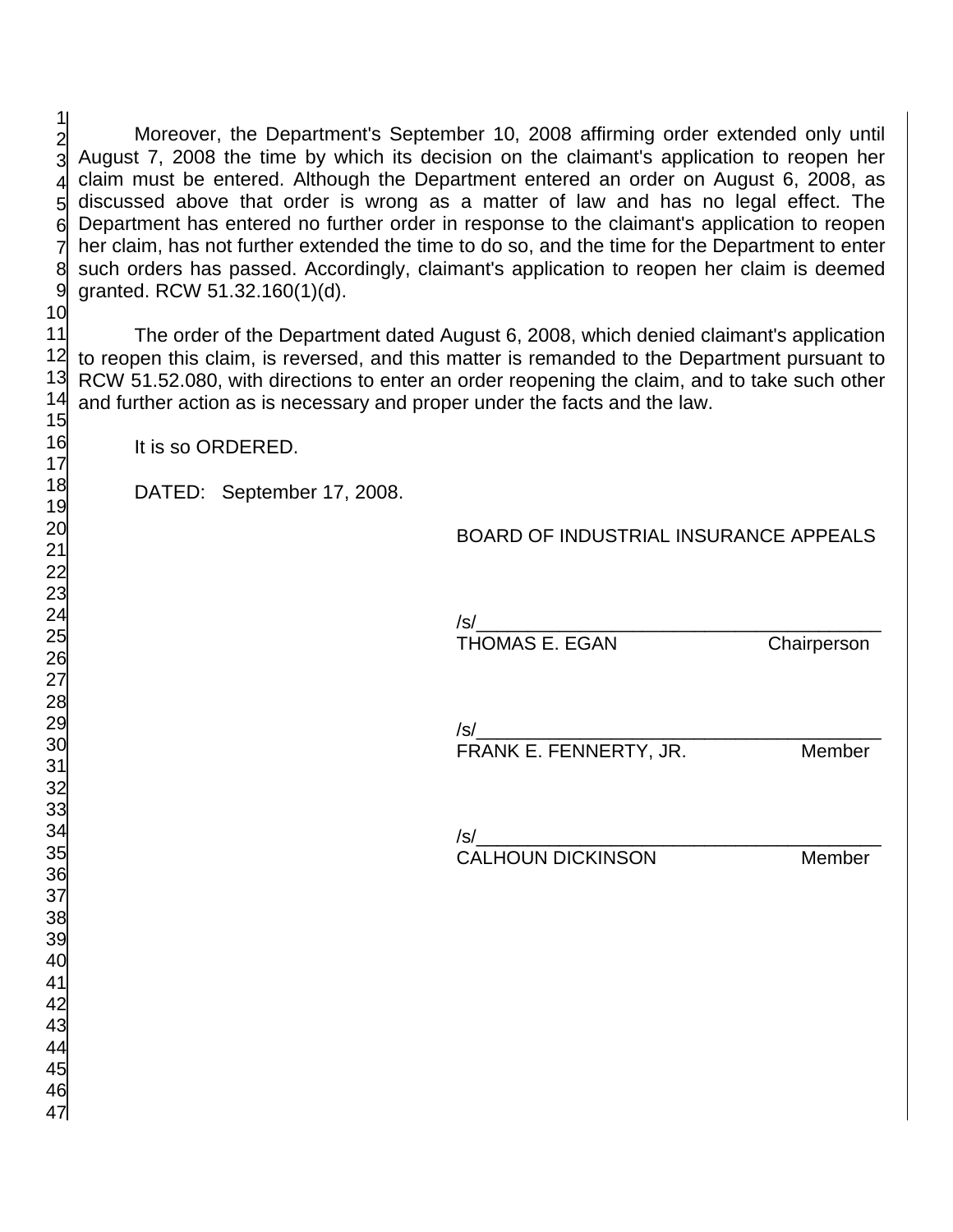Moreover, the Department's September 10, 2008 affirming order extended only until August 7, 2008 the time by which its decision on the claimant's application to reopen her claim must be entered. Although the Department entered an order on August 6, 2008, as discussed above that order is wrong as a matter of law and has no legal effect. The Department has entered no further order in response to the claimant's application to reopen her claim, has not further extended the time to do so, and the time for the Department to enter such orders has passed. Accordingly, claimant's application to reopen her claim is deemed granted. RCW 51.32.160(1)(d).

The order of the Department dated August 6, 2008, which denied claimant's application to reopen this claim, is reversed, and this matter is remanded to the Department pursuant to RCW 51.52.080, with directions to enter an order reopening the claim, and to take such other and further action as is necessary and proper under the facts and the law.

It is so ORDERED.

DATED: September 17, 2008.

BOARD OF INDUSTRIAL INSURANCE APPEALS

/s/
THOMAS E. EGAN Chairperson

/s/
FRANK E. FENNERTY, JR. Member

/s/
CALHOUN DICKINSON Member